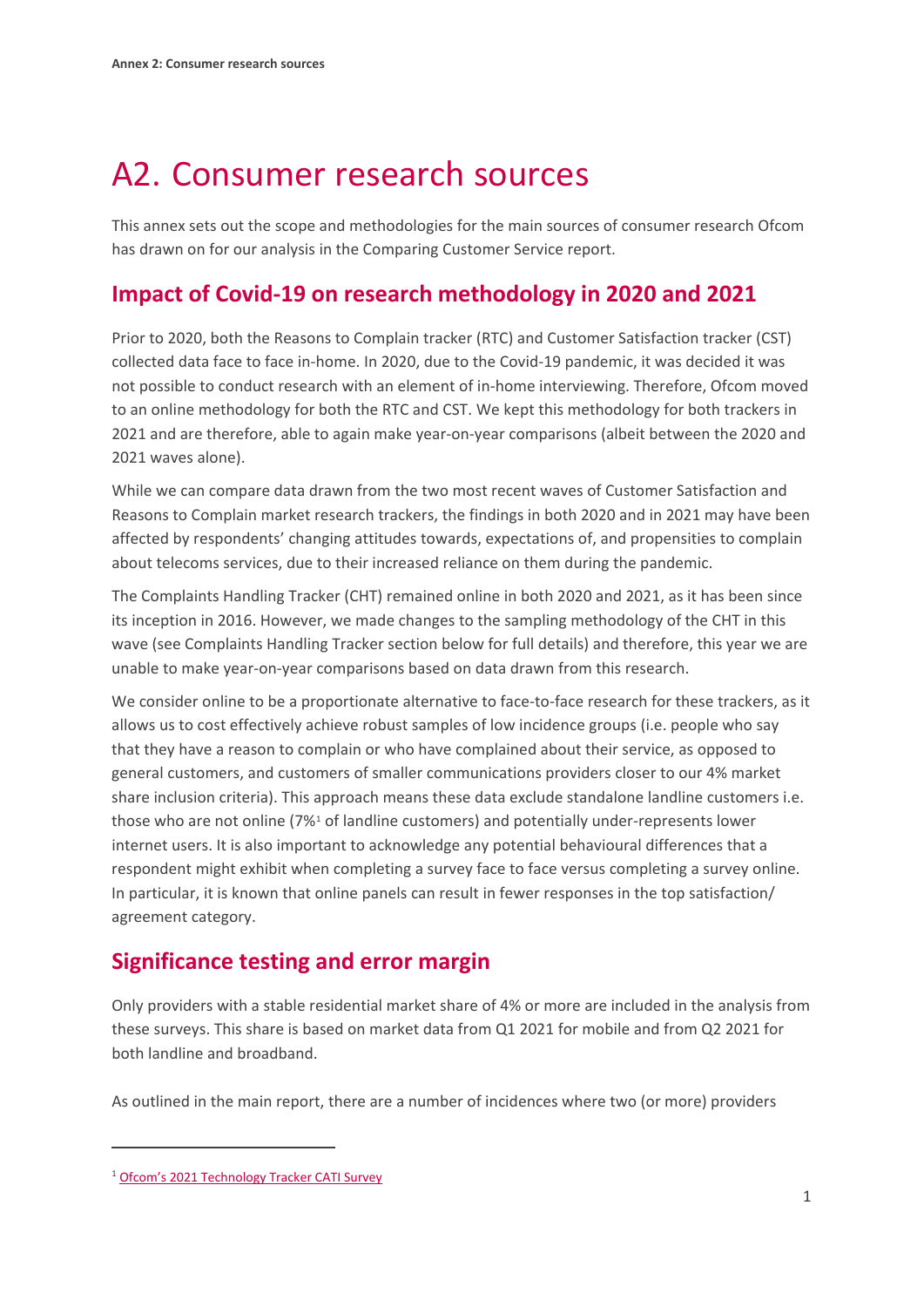# A2. Consumer research sources

This annex sets out the scope and methodologies for the main sources of consumer research Ofcom has drawn on for our analysis in the Comparing Customer Service report.

## Impact of Covid-19 on research methodology in 2020 and 2021

Prior to 2020, both the Reasons to Complain tracker (RTC) and Customer Satisfaction tracker (CST) collected data face to face in-home. In 2020, due to the Covid-19 pandemic, it was decided it was not possible to conduct research with an element of in-home interviewing. Therefore, Ofcom moved to an online methodology for both the RTC and CST. We kept this methodology for both trackers in 2021 and are therefore, able to again make year-on-year comparisons (albeit between the 2020 and 2021 waves alone).

While we can compare data drawn from the two most recent waves of Customer Satisfaction and Reasons to Complain market research trackers, the findings in both 2020 and in 2021 may have been affected by respondents' changing attitudes towards, expectations of, and propensities to complain about telecoms services, due to their increased reliance on them during the pandemic.

The Complaints Handling Tracker (CHT) remained online in both 2020 and 2021, as it has been since its inception in 2016. However, we made changes to the sampling methodology of the CHT in this wave (see Complaints Handling Tracker section below for full details) and therefore, this year we are unable to make year-on-year comparisons based on data drawn from this research.

We consider online to be a proportionate alternative to face-to-face research for these trackers, as it allows us to cost effectively achieve robust samples of low incidence groups (i.e. people who say that they have a reason to complain or who have complained about their service, as opposed to general customers, and customers of smaller communications providers closer to our 4% market share inclusion criteria). This approach means these data exclude standalone landline customers i.e. those who are not online (7%[1] of landline customers) and potentially under-represents lower internet users. It is also important to acknowledge any potential behavioural differences that a respondent might exhibit when completing a survey face to face versus completing a survey online. In particular, it is known that online panels can result in fewer responses in the top satisfaction/ agreement category.

## Significance testing and error margin

Only providers with a stable residential market share of 4% or more are included in the analysis from these surveys. This share is based on market data from Q1 2021 for mobile and from Q2 2021 for both landline and broadband.

As outlined in the main report, there are a number of incidences where two (or more) providers

[1] Ofcom's 2021 Technology Tracker CATI Survey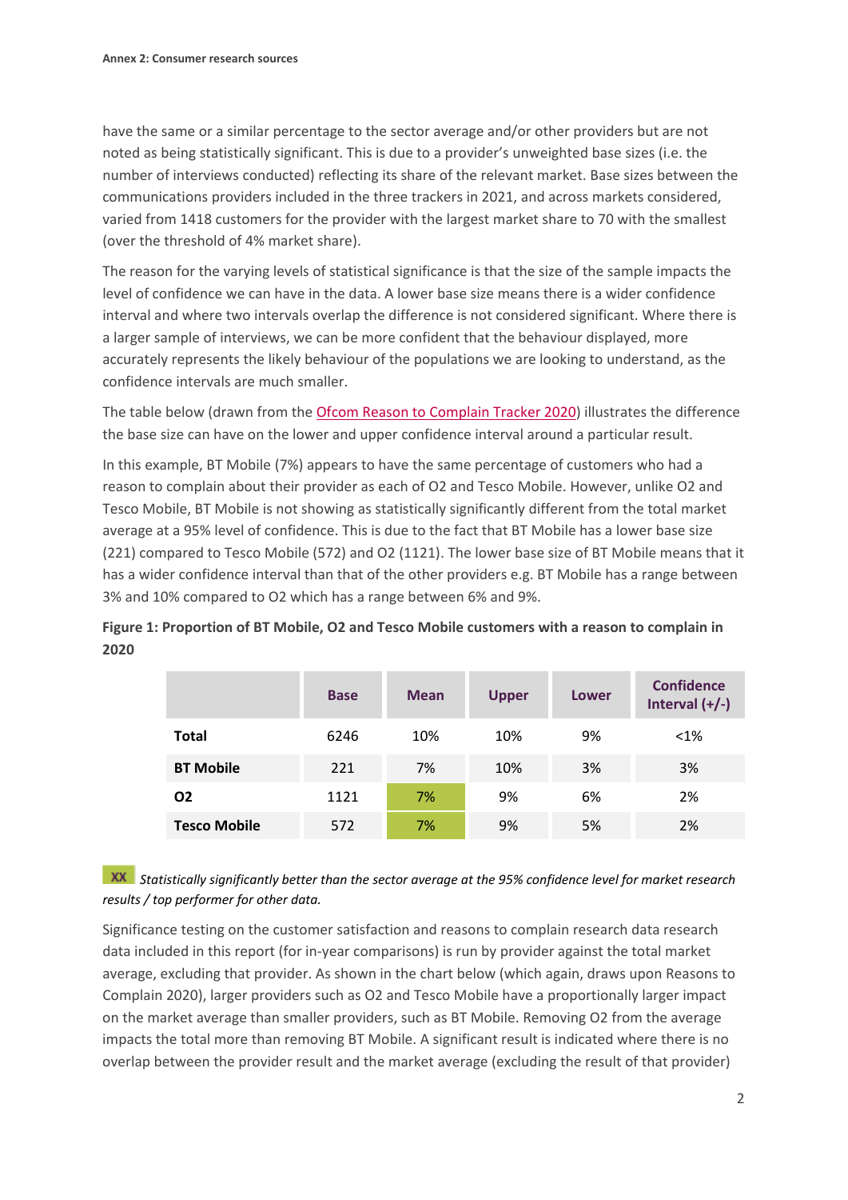have the same or a similar percentage to the sector average and/or other providers but are not noted as being statistically significant. This is due to a provider's unweighted base sizes (i.e. the number of interviews conducted) reflecting its share of the relevant market. Base sizes between the communications providers included in the three trackers in 2021, and across markets considered, varied from 1418 customers for the provider with the largest market share to 70 with the smallest (over the threshold of 4% market share).

The reason for the varying levels of statistical significance is that the size of the sample impacts the level of confidence we can have in the data. A lower base size means there is a wider confidence interval and where two intervals overlap the difference is not considered significant. Where there is a larger sample of interviews, we can be more confident that the behaviour displayed, more accurately represents the likely behaviour of the populations we are looking to understand, as the confidence intervals are much smaller.

The table below (drawn from the Ofcom Reason to Complain Tracker 2020) illustrates the difference the base size can have on the lower and upper confidence interval around a particular result.

In this example, BT Mobile (7%) appears to have the same percentage of customers who had a reason to complain about their provider as each of O2 and Tesco Mobile. However, unlike O2 and Tesco Mobile, BT Mobile is not showing as statistically significantly different from the total market average at a 95% level of confidence. This is due to the fact that BT Mobile has a lower base size (221) compared to Tesco Mobile (572) and O2 (1121). The lower base size of BT Mobile means that it has a wider confidence interval than that of the other providers e.g. BT Mobile has a range between 3% and 10% compared to O2 which has a range between 6% and 9%.

**Figure 1: Proportion of BT Mobile, O2 and Tesco Mobile customers with a reason to complain in 2020**

| | Base | Mean | Upper | Lower | Confidence Interval (+/-) |
|---|---|---|---|---|---|
| **Total** | 6246 | 10% | 10% | 9% | <1% |
| **BT Mobile** | 221 | 7% | 10% | 3% | 3% |
| **O2** | 1121 | 7% | 9% | 6% | 2% |
| **Tesco Mobile** | 572 | 7% | 9% | 5% | 2% |

XX *Statistically significantly better than the sector average at the 95% confidence level for market research results / top performer for other data.*

Significance testing on the customer satisfaction and reasons to complain research data research data included in this report (for in-year comparisons) is run by provider against the total market average, excluding that provider. As shown in the chart below (which again, draws upon Reasons to Complain 2020), larger providers such as O2 and Tesco Mobile have a proportionally larger impact on the market average than smaller providers, such as BT Mobile. Removing O2 from the average impacts the total more than removing BT Mobile. A significant result is indicated where there is no overlap between the provider result and the market average (excluding the result of that provider)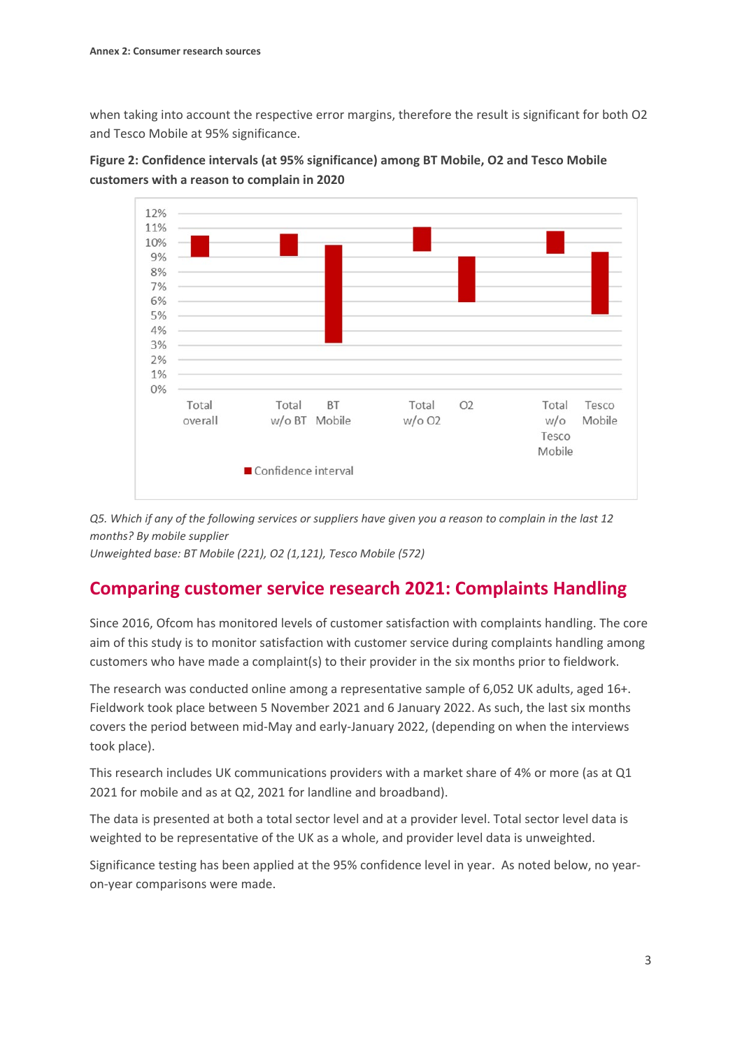when taking into account the respective error margins, therefore the result is significant for both O2 and Tesco Mobile at 95% significance.

**Figure 2: Confidence intervals (at 95% significance) among BT Mobile, O2 and Tesco Mobile customers with a reason to complain in 2020**

*Q5. Which if any of the following services or suppliers have given you a reason to complain in the last 12 months? By mobile supplier*

*Unweighted base: BT Mobile (221), O2 (1,121), Tesco Mobile (572)*

## Comparing customer service research 2021: Complaints Handling

Since 2016, Ofcom has monitored levels of customer satisfaction with complaints handling. The core aim of this study is to monitor satisfaction with customer service during complaints handling among customers who have made a complaint(s) to their provider in the six months prior to fieldwork.

The research was conducted online among a representative sample of 6,052 UK adults, aged 16+. Fieldwork took place between 5 November 2021 and 6 January 2022. As such, the last six months covers the period between mid-May and early-January 2022, (depending on when the interviews took place).

This research includes UK communications providers with a market share of 4% or more (as at Q1 2021 for mobile and as at Q2, 2021 for landline and broadband).

The data is presented at both a total sector level and at a provider level. Total sector level data is weighted to be representative of the UK as a whole, and provider level data is unweighted.

Significance testing has been applied at the 95% confidence level in year. As noted below, no year-on-year comparisons were made.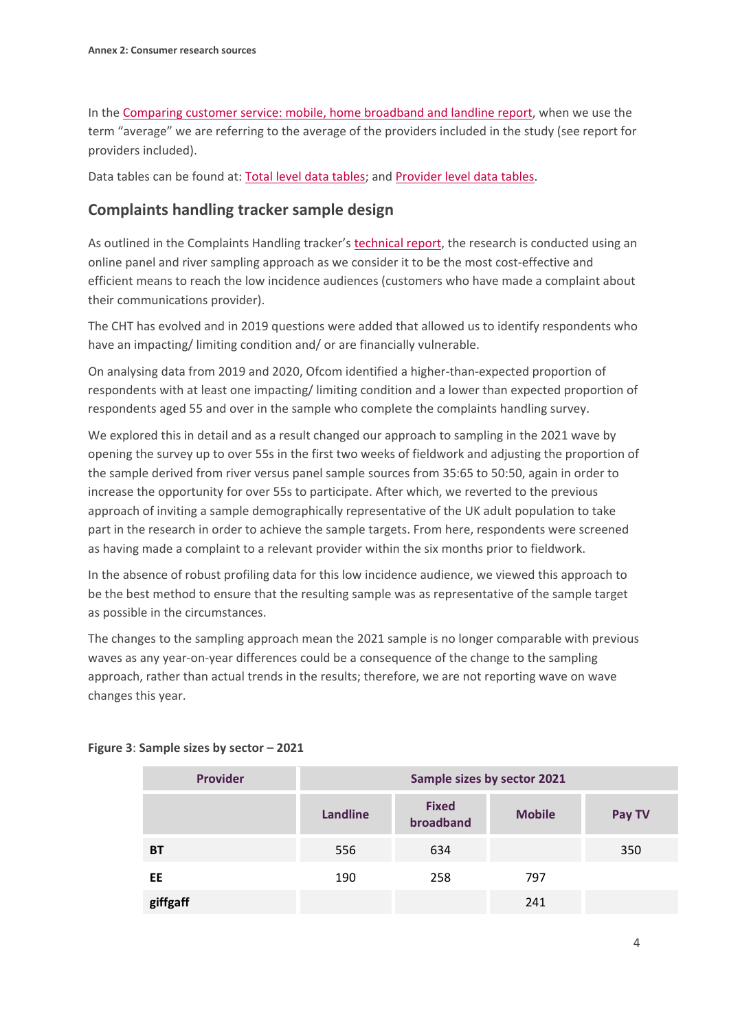In the Comparing customer service: mobile, home broadband and landline report, when we use the term "average" we are referring to the average of the providers included in the study (see report for providers included).

Data tables can be found at: Total level data tables; and Provider level data tables.

## Complaints handling tracker sample design

As outlined in the Complaints Handling tracker's technical report, the research is conducted using an online panel and river sampling approach as we consider it to be the most cost-effective and efficient means to reach the low incidence audiences (customers who have made a complaint about their communications provider).

The CHT has evolved and in 2019 questions were added that allowed us to identify respondents who have an impacting/ limiting condition and/ or are financially vulnerable.

On analysing data from 2019 and 2020, Ofcom identified a higher-than-expected proportion of respondents with at least one impacting/ limiting condition and a lower than expected proportion of respondents aged 55 and over in the sample who complete the complaints handling survey.

We explored this in detail and as a result changed our approach to sampling in the 2021 wave by opening the survey up to over 55s in the first two weeks of fieldwork and adjusting the proportion of the sample derived from river versus panel sample sources from 35:65 to 50:50, again in order to increase the opportunity for over 55s to participate. After which, we reverted to the previous approach of inviting a sample demographically representative of the UK adult population to take part in the research in order to achieve the sample targets. From here, respondents were screened as having made a complaint to a relevant provider within the six months prior to fieldwork.

In the absence of robust profiling data for this low incidence audience, we viewed this approach to be the best method to ensure that the resulting sample was as representative of the sample target as possible in the circumstances.

The changes to the sampling approach mean the 2021 sample is no longer comparable with previous waves as any year-on-year differences could be a consequence of the change to the sampling approach, rather than actual trends in the results; therefore, we are not reporting wave on wave changes this year.

**Figure 3**: **Sample sizes by sector – 2021**

| Provider | Sample sizes by sector 2021 | | | |
|---|---|---|---|---|
| | Landline | Fixed broadband | Mobile | Pay TV |
| **BT** | 556 | 634 | | 350 |
| **EE** | 190 | 258 | 797 | |
| **giffgaff** | | | 241 | |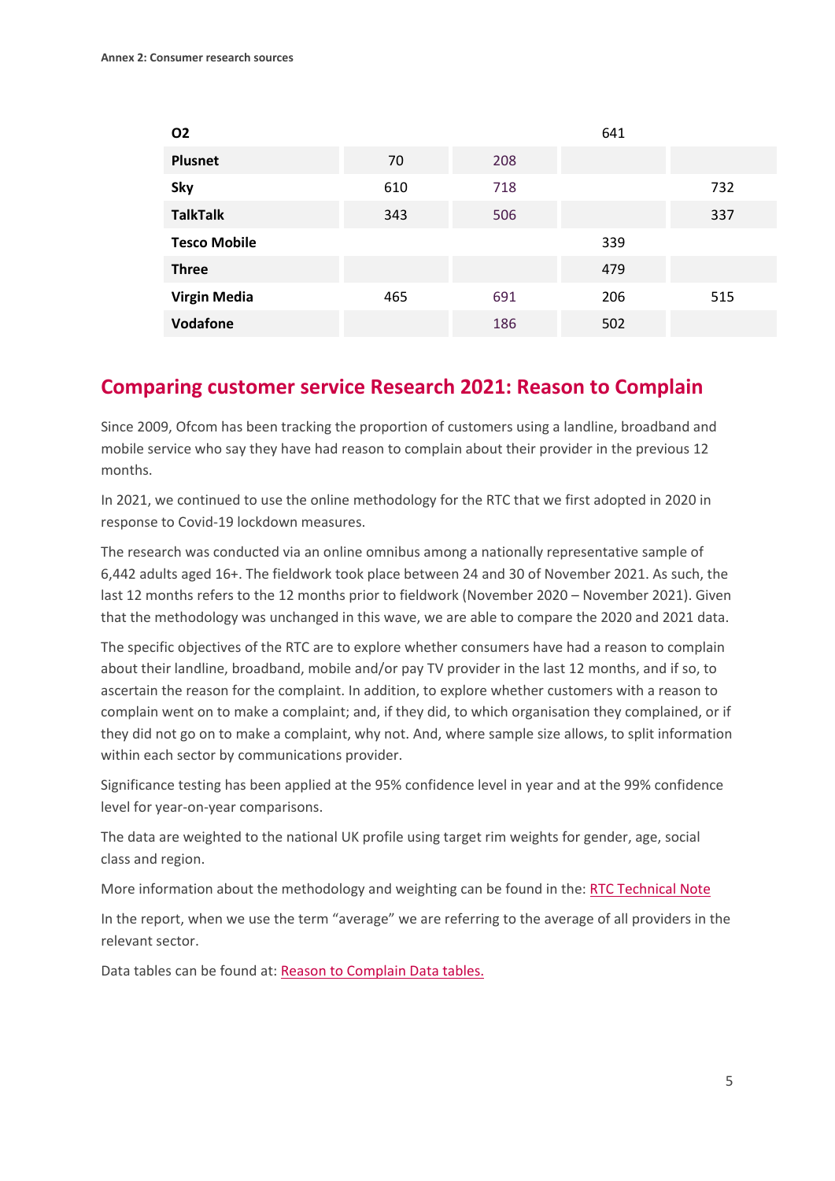| | | | | |
|---|---|---|---|---|
| **O2** | | | 641 | |
| **Plusnet** | 70 | 208 | | |
| **Sky** | 610 | 718 | | 732 |
| **TalkTalk** | 343 | 506 | | 337 |
| **Tesco Mobile** | | | 339 | |
| **Three** | | | 479 | |
| **Virgin Media** | 465 | 691 | 206 | 515 |
| **Vodafone** | | 186 | 502 | |

## Comparing customer service Research 2021: Reason to Complain

Since 2009, Ofcom has been tracking the proportion of customers using a landline, broadband and mobile service who say they have had reason to complain about their provider in the previous 12 months.

In 2021, we continued to use the online methodology for the RTC that we first adopted in 2020 in response to Covid-19 lockdown measures.

The research was conducted via an online omnibus among a nationally representative sample of 6,442 adults aged 16+. The fieldwork took place between 24 and 30 of November 2021. As such, the last 12 months refers to the 12 months prior to fieldwork (November 2020 – November 2021). Given that the methodology was unchanged in this wave, we are able to compare the 2020 and 2021 data.

The specific objectives of the RTC are to explore whether consumers have had a reason to complain about their landline, broadband, mobile and/or pay TV provider in the last 12 months, and if so, to ascertain the reason for the complaint. In addition, to explore whether customers with a reason to complain went on to make a complaint; and, if they did, to which organisation they complained, or if they did not go on to make a complaint, why not. And, where sample size allows, to split information within each sector by communications provider.

Significance testing has been applied at the 95% confidence level in year and at the 99% confidence level for year-on-year comparisons.

The data are weighted to the national UK profile using target rim weights for gender, age, social class and region.

More information about the methodology and weighting can be found in the: RTC Technical Note

In the report, when we use the term "average" we are referring to the average of all providers in the relevant sector.

Data tables can be found at: Reason to Complain Data tables.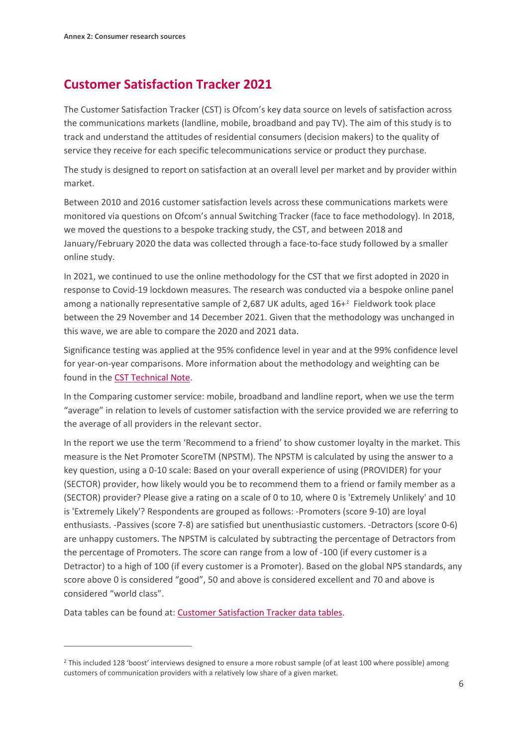## Customer Satisfaction Tracker 2021

The Customer Satisfaction Tracker (CST) is Ofcom's key data source on levels of satisfaction across the communications markets (landline, mobile, broadband and pay TV). The aim of this study is to track and understand the attitudes of residential consumers (decision makers) to the quality of service they receive for each specific telecommunications service or product they purchase.

The study is designed to report on satisfaction at an overall level per market and by provider within market.

Between 2010 and 2016 customer satisfaction levels across these communications markets were monitored via questions on Ofcom's annual Switching Tracker (face to face methodology). In 2018, we moved the questions to a bespoke tracking study, the CST, and between 2018 and January/February 2020 the data was collected through a face-to-face study followed by a smaller online study.

In 2021, we continued to use the online methodology for the CST that we first adopted in 2020 in response to Covid-19 lockdown measures. The research was conducted via a bespoke online panel among a nationally representative sample of 2,687 UK adults, aged 16+[2] Fieldwork took place between the 29 November and 14 December 2021. Given that the methodology was unchanged in this wave, we are able to compare the 2020 and 2021 data.

Significance testing was applied at the 95% confidence level in year and at the 99% confidence level for year-on-year comparisons. More information about the methodology and weighting can be found in the CST Technical Note.

In the Comparing customer service: mobile, broadband and landline report, when we use the term "average" in relation to levels of customer satisfaction with the service provided we are referring to the average of all providers in the relevant sector.

In the report we use the term 'Recommend to a friend' to show customer loyalty in the market. This measure is the Net Promoter ScoreTM (NPSTM). The NPSTM is calculated by using the answer to a key question, using a 0-10 scale: Based on your overall experience of using (PROVIDER) for your (SECTOR) provider, how likely would you be to recommend them to a friend or family member as a (SECTOR) provider? Please give a rating on a scale of 0 to 10, where 0 is 'Extremely Unlikely' and 10 is 'Extremely Likely'? Respondents are grouped as follows: -Promoters (score 9-10) are loyal enthusiasts. -Passives (score 7-8) are satisfied but unenthusiastic customers. -Detractors (score 0-6) are unhappy customers. The NPSTM is calculated by subtracting the percentage of Detractors from the percentage of Promoters. The score can range from a low of -100 (if every customer is a Detractor) to a high of 100 (if every customer is a Promoter). Based on the global NPS standards, any score above 0 is considered "good", 50 and above is considered excellent and 70 and above is considered "world class".

Data tables can be found at: Customer Satisfaction Tracker data tables.

---

[2] This included 128 'boost' interviews designed to ensure a more robust sample (of at least 100 where possible) among customers of communication providers with a relatively low share of a given market.